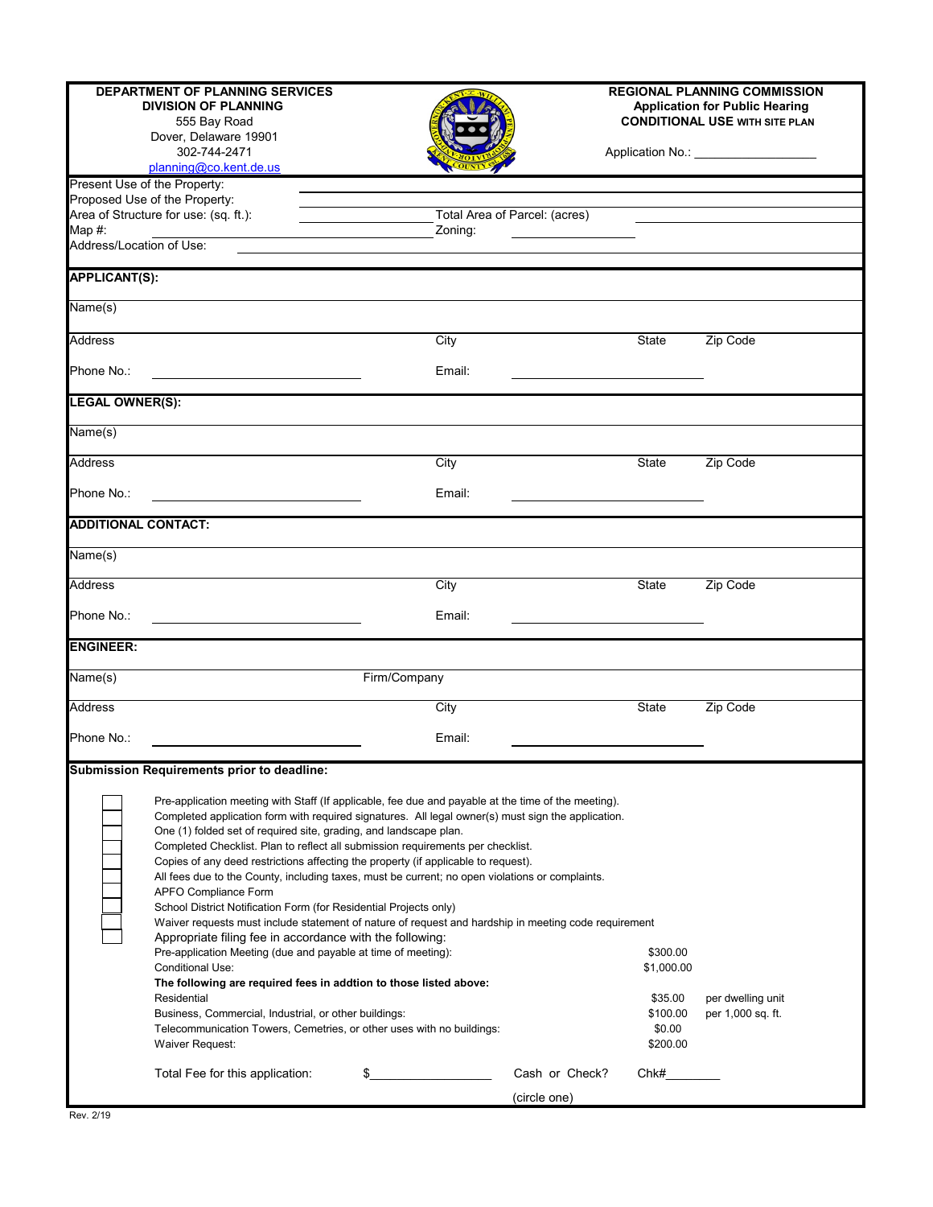**DEPARTMENT OF PLANNING SERVICES**
**DIVISION OF PLANNING**
555 Bay Road
Dover, Delaware 19901
302-744-2471
planning@co.kent.de.us

**REGIONAL PLANNING COMMISSION**
**Application for Public Hearing**
**CONDITIONAL USE WITH SITE PLAN**

Application No.: ____________________

Present Use of the Property: ____________________

Proposed Use of the Property: ____________________

Area of Structure for use: (sq. ft.): ____________________ Total Area of Parcel: (acres) ____________________

Map #: ____________________ Zoning: ____________________

Address/Location of Use: ____________________

**APPLICANT(S):**

Name(s)

Address | City | State | Zip Code

Phone No.: ____________________ Email: ____________________

**LEGAL OWNER(S):**

Name(s)

Address | City | State | Zip Code

Phone No.: ____________________ Email: ____________________

**ADDITIONAL CONTACT:**

Name(s)

Address | City | State | Zip Code

Phone No.: ____________________ Email: ____________________

**ENGINEER:**

Name(s) | Firm/Company

Address | City | State | Zip Code

Phone No.: ____________________ Email: ____________________

**Submission Requirements prior to deadline:**

- ☐ Pre-application meeting with Staff (If applicable, fee due and payable at the time of the meeting).
- ☐ Completed application form with required signatures. All legal owner(s) must sign the application.
- ☐ One (1) folded set of required site, grading, and landscape plan.
- ☐ Completed Checklist. Plan to reflect all submission requirements per checklist.
- ☐ Copies of any deed restrictions affecting the property (if applicable to request).
- ☐ All fees due to the County, including taxes, must be current; no open violations or complaints.
- ☐ APFO Compliance Form
- ☐ School District Notification Form (for Residential Projects only)
- ☐ Waiver requests must include statement of nature of request and hardship in meeting code requirement
- ☐ Appropriate filing fee in accordance with the following:

| | | |
|---|---|---|
| Pre-application Meeting (due and payable at time of meeting): | $300.00 | |
| Conditional Use: | $1,000.00 | |
| **The following are required fees in addtion to those listed above:** | | |
| Residential | $35.00 | per dwelling unit |
| Business, Commercial, Industrial, or other buildings: | $100.00 | per 1,000 sq. ft. |
| Telecommunication Towers, Cemetries, or other uses with no buildings: | $0.00 | |
| Waiver Request: | $200.00 | |

Total Fee for this application: $__________________ Cash or Check? (circle one) Chk#________

Rev. 2/19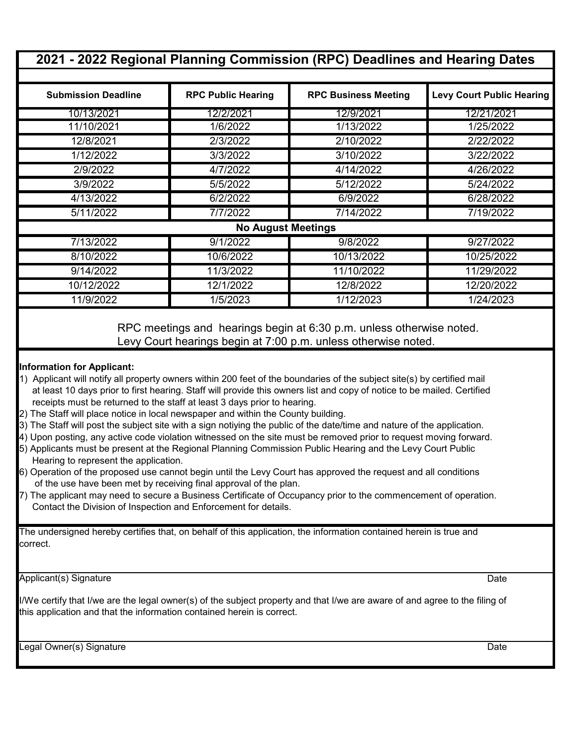## 2021 - 2022 Regional Planning Commission (RPC) Deadlines and Hearing Dates

| Submission Deadline | RPC Public Hearing | RPC Business Meeting | Levy Court Public Hearing |
|---|---|---|---|
| 10/13/2021 | 12/2/2021 | 12/9/2021 | 12/21/2021 |
| 11/10/2021 | 1/6/2022 | 1/13/2022 | 1/25/2022 |
| 12/8/2021 | 2/3/2022 | 2/10/2022 | 2/22/2022 |
| 1/12/2022 | 3/3/2022 | 3/10/2022 | 3/22/2022 |
| 2/9/2022 | 4/7/2022 | 4/14/2022 | 4/26/2022 |
| 3/9/2022 | 5/5/2022 | 5/12/2022 | 5/24/2022 |
| 4/13/2022 | 6/2/2022 | 6/9/2022 | 6/28/2022 |
| 5/11/2022 | 7/7/2022 | 7/14/2022 | 7/19/2022 |
| **No August Meetings** | | | |
| 7/13/2022 | 9/1/2022 | 9/8/2022 | 9/27/2022 |
| 8/10/2022 | 10/6/2022 | 10/13/2022 | 10/25/2022 |
| 9/14/2022 | 11/3/2022 | 11/10/2022 | 11/29/2022 |
| 10/12/2022 | 12/1/2022 | 12/8/2022 | 12/20/2022 |
| 11/9/2022 | 1/5/2023 | 1/12/2023 | 1/24/2023 |

RPC meetings and hearings begin at 6:30 p.m. unless otherwise noted.
Levy Court hearings begin at 7:00 p.m. unless otherwise noted.

**Information for Applicant:**

1) Applicant will notify all property owners within 200 feet of the boundaries of the subject site(s) by certified mail at least 10 days prior to first hearing. Staff will provide this owners list and copy of notice to be mailed. Certified receipts must be returned to the staff at least 3 days prior to hearing.
2) The Staff will place notice in local newspaper and within the County building.
3) The Staff will post the subject site with a sign notiying the public of the date/time and nature of the application.
4) Upon posting, any active code violation witnessed on the site must be removed prior to request moving forward.
5) Applicants must be present at the Regional Planning Commission Public Hearing and the Levy Court Public Hearing to represent the application.
6) Operation of the proposed use cannot begin until the Levy Court has approved the request and all conditions of the use have been met by receiving final approval of the plan.
7) The applicant may need to secure a Business Certificate of Occupancy prior to the commencement of operation. Contact the Division of Inspection and Enforcement for details.

The undersigned hereby certifies that, on behalf of this application, the information contained herein is true and correct.

Applicant(s) Signature Date

I/We certify that I/we are the legal owner(s) of the subject property and that I/we are aware of and agree to the filing of this application and that the information contained herein is correct.

Legal Owner(s) Signature Date